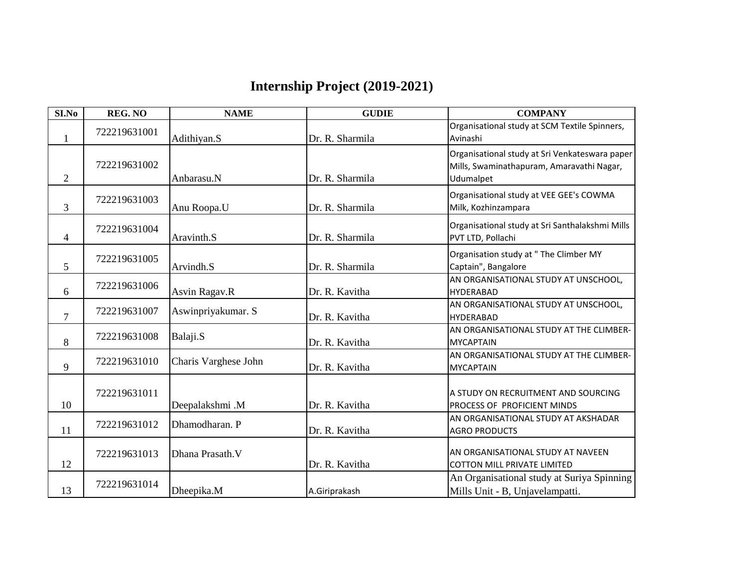# Internship Project (2019-2021)

| SI.No | REG. NO | NAME | GUDIE | COMPANY |
|---|---|---|---|---|
| 1 | 722219631001 | Adithiyan.S | Dr. R. Sharmila | Organisational study at SCM Textile Spinners, Avinashi |
| 2 | 722219631002 | Anbarasu.N | Dr. R. Sharmila | Organisational study at Sri Venkateswara paper Mills, Swaminathapuram, Amaravathi Nagar, Udumalpet |
| 3 | 722219631003 | Anu Roopa.U | Dr. R. Sharmila | Organisational study at VEE GEE's COWMA Milk, Kozhinzampara |
| 4 | 722219631004 | Aravinth.S | Dr. R. Sharmila | Organisational study at Sri Santhalakshmi Mills PVT LTD, Pollachi |
| 5 | 722219631005 | Arvindh.S | Dr. R. Sharmila | Organisation study at " The Climber MY Captain", Bangalore |
| 6 | 722219631006 | Asvin Ragav.R | Dr. R. Kavitha | AN ORGANISATIONAL STUDY AT UNSCHOOL, HYDERABAD |
| 7 | 722219631007 | Aswinpriyakumar. S | Dr. R. Kavitha | AN ORGANISATIONAL STUDY AT UNSCHOOL, HYDERABAD |
| 8 | 722219631008 | Balaji.S | Dr. R. Kavitha | AN ORGANISATIONAL STUDY AT THE CLIMBER-MYCAPTAIN |
| 9 | 722219631010 | Charis Varghese John | Dr. R. Kavitha | AN ORGANISATIONAL STUDY AT THE CLIMBER-MYCAPTAIN |
| 10 | 722219631011 | Deepalakshmi .M | Dr. R. Kavitha | A STUDY ON RECRUITMENT AND SOURCING PROCESS OF PROFICIENT MINDS |
| 11 | 722219631012 | Dhamodharan. P | Dr. R. Kavitha | AN ORGANISATIONAL STUDY AT AKSHADAR AGRO PRODUCTS |
| 12 | 722219631013 | Dhana Prasath.V | Dr. R. Kavitha | AN ORGANISATIONAL STUDY AT NAVEEN COTTON MILL PRIVATE LIMITED |
| 13 | 722219631014 | Dheepika.M | A.Giriprakash | An Organisational study at Suriya Spinning Mills Unit - B, Unjavelampatti. |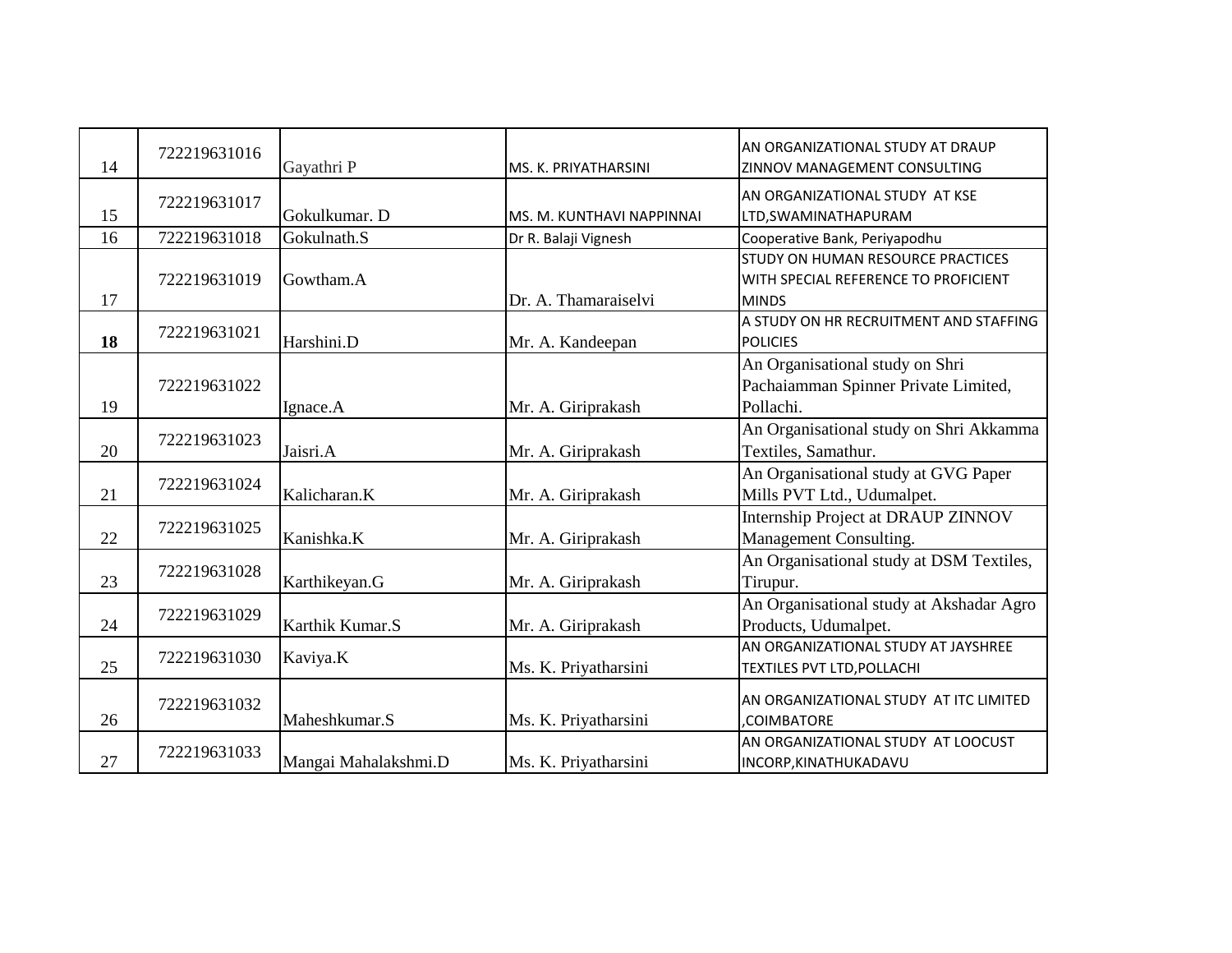| 14 | 722219631016 | Gayathri P | MS. K. PRIYATHARSINI | AN ORGANIZATIONAL STUDY AT DRAUP ZINNOV MANAGEMENT CONSULTING |
|---|---|---|---|---|
| 15 | 722219631017 | Gokulkumar. D | MS. M. KUNTHAVI NAPPINNAI | AN ORGANIZATIONAL STUDY AT KSE LTD,SWAMINATHAPURAM |
| 16 | 722219631018 | Gokulnath.S | Dr R. Balaji Vignesh | Cooperative Bank, Periyapodhu |
| 17 | 722219631019 | Gowtham.A | Dr. A. Thamaraiselvi | STUDY ON HUMAN RESOURCE PRACTICES WITH SPECIAL REFERENCE TO PROFICIENT MINDS |
| **18** | 722219631021 | Harshini.D | Mr. A. Kandeepan | A STUDY ON HR RECRUITMENT AND STAFFING POLICIES |
| 19 | 722219631022 | Ignace.A | Mr. A. Giriprakash | An Organisational study on Shri Pachaiamman Spinner Private Limited, Pollachi. |
| 20 | 722219631023 | Jaisri.A | Mr. A. Giriprakash | An Organisational study on Shri Akkamma Textiles, Samathur. |
| 21 | 722219631024 | Kalicharan.K | Mr. A. Giriprakash | An Organisational study at GVG Paper Mills PVT Ltd., Udumalpet. |
| 22 | 722219631025 | Kanishka.K | Mr. A. Giriprakash | Internship Project at DRAUP ZINNOV Management Consulting. |
| 23 | 722219631028 | Karthikeyan.G | Mr. A. Giriprakash | An Organisational study at DSM Textiles, Tirupur. |
| 24 | 722219631029 | Karthik Kumar.S | Mr. A. Giriprakash | An Organisational study at Akshadar Agro Products, Udumalpet. |
| 25 | 722219631030 | Kaviya.K | Ms. K. Priyatharsini | AN ORGANIZATIONAL STUDY AT JAYSHREE TEXTILES PVT LTD,POLLACHI |
| 26 | 722219631032 | Maheshkumar.S | Ms. K. Priyatharsini | AN ORGANIZATIONAL STUDY AT ITC LIMITED ,COIMBATORE |
| 27 | 722219631033 | Mangai Mahalakshmi.D | Ms. K. Priyatharsini | AN ORGANIZATIONAL STUDY AT LOOCUST INCORP,KINATHUKADAVU |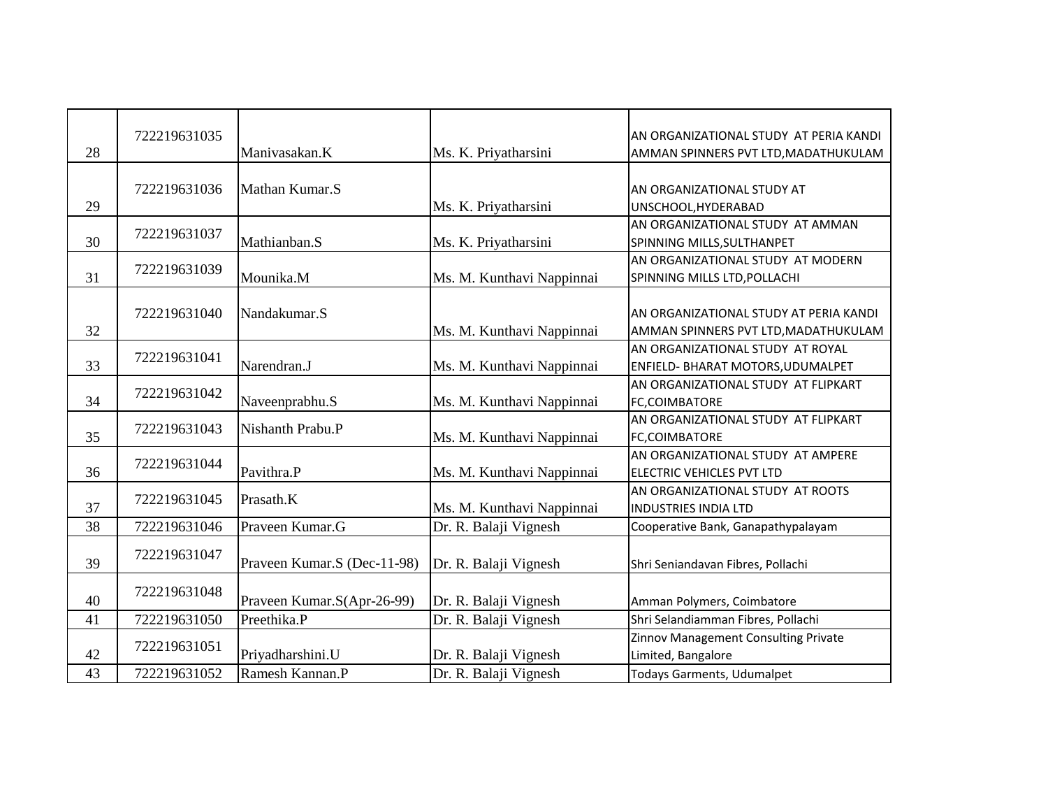| | | | | |
|---|---|---|---|---|
| 28 | 722219631035 | Manivasakan.K | Ms. K. Priyatharsini | AN ORGANIZATIONAL STUDY AT PERIA KANDI AMMAN SPINNERS PVT LTD,MADATHUKULAM |
| 29 | 722219631036 | Mathan Kumar.S | Ms. K. Priyatharsini | AN ORGANIZATIONAL STUDY AT UNSCHOOL,HYDERABAD |
| 30 | 722219631037 | Mathianban.S | Ms. K. Priyatharsini | AN ORGANIZATIONAL STUDY AT AMMAN SPINNING MILLS,SULTHANPET |
| 31 | 722219631039 | Mounika.M | Ms. M. Kunthavi Nappinnai | AN ORGANIZATIONAL STUDY AT MODERN SPINNING MILLS LTD,POLLACHI |
| 32 | 722219631040 | Nandakumar.S | Ms. M. Kunthavi Nappinnai | AN ORGANIZATIONAL STUDY AT PERIA KANDI AMMAN SPINNERS PVT LTD,MADATHUKULAM |
| 33 | 722219631041 | Narendran.J | Ms. M. Kunthavi Nappinnai | AN ORGANIZATIONAL STUDY AT ROYAL ENFIELD- BHARAT MOTORS,UDUMALPET |
| 34 | 722219631042 | Naveenprabhu.S | Ms. M. Kunthavi Nappinnai | AN ORGANIZATIONAL STUDY AT FLIPKART FC,COIMBATORE |
| 35 | 722219631043 | Nishanth Prabu.P | Ms. M. Kunthavi Nappinnai | AN ORGANIZATIONAL STUDY AT FLIPKART FC,COIMBATORE |
| 36 | 722219631044 | Pavithra.P | Ms. M. Kunthavi Nappinnai | AN ORGANIZATIONAL STUDY AT AMPERE ELECTRIC VEHICLES PVT LTD |
| 37 | 722219631045 | Prasath.K | Ms. M. Kunthavi Nappinnai | AN ORGANIZATIONAL STUDY AT ROOTS INDUSTRIES INDIA LTD |
| 38 | 722219631046 | Praveen Kumar.G | Dr. R. Balaji Vignesh | Cooperative Bank, Ganapathypalayam |
| 39 | 722219631047 | Praveen Kumar.S (Dec-11-98) | Dr. R. Balaji Vignesh | Shri Seniandavan Fibres, Pollachi |
| 40 | 722219631048 | Praveen Kumar.S(Apr-26-99) | Dr. R. Balaji Vignesh | Amman Polymers, Coimbatore |
| 41 | 722219631050 | Preethika.P | Dr. R. Balaji Vignesh | Shri Selandiamman Fibres, Pollachi |
| 42 | 722219631051 | Priyadharshini.U | Dr. R. Balaji Vignesh | Zinnov Management Consulting Private Limited, Bangalore |
| 43 | 722219631052 | Ramesh Kannan.P | Dr. R. Balaji Vignesh | Todays Garments, Udumalpet |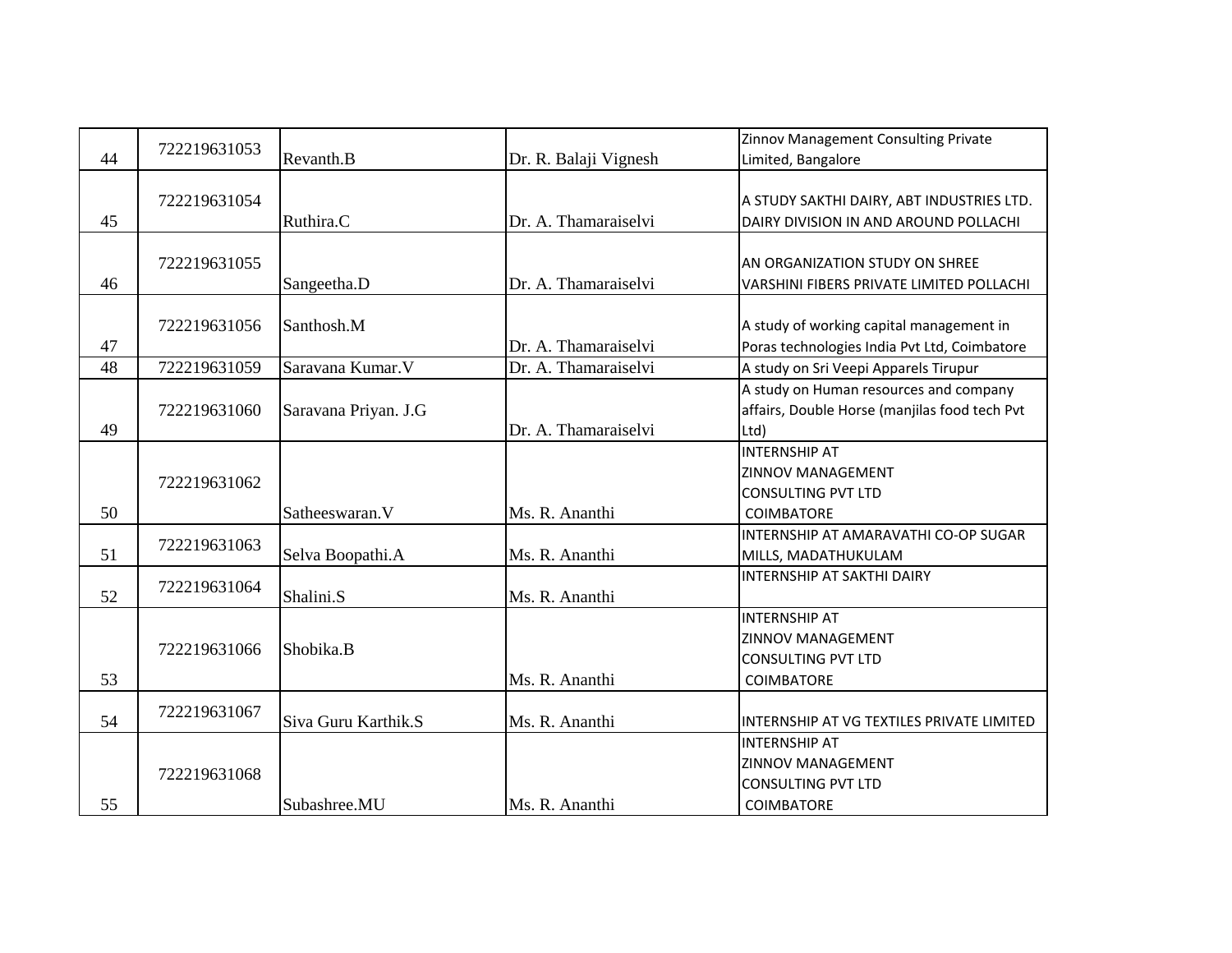| 44 | 722219631053 | Revanth.B | Dr. R. Balaji Vignesh | Zinnov Management Consulting Private Limited, Bangalore |
|---|---|---|---|---|
| 45 | 722219631054 | Ruthira.C | Dr. A. Thamaraiselvi | A STUDY SAKTHI DAIRY, ABT INDUSTRIES LTD. DAIRY DIVISION IN AND AROUND POLLACHI |
| 46 | 722219631055 | Sangeetha.D | Dr. A. Thamaraiselvi | AN ORGANIZATION STUDY ON SHREE VARSHINI FIBERS PRIVATE LIMITED POLLACHI |
| 47 | 722219631056 | Santhosh.M | Dr. A. Thamaraiselvi | A study of working capital management in Poras technologies India Pvt Ltd, Coimbatore |
| 48 | 722219631059 | Saravana Kumar.V | Dr. A. Thamaraiselvi | A study on Sri Veepi Apparels Tirupur |
| 49 | 722219631060 | Saravana Priyan. J.G | Dr. A. Thamaraiselvi | A study on Human resources and company affairs, Double Horse (manjilas food tech Pvt Ltd) |
| 50 | 722219631062 | Satheeswaran.V | Ms. R. Ananthi | INTERNSHIP AT ZINNOV MANAGEMENT CONSULTING PVT LTD COIMBATORE |
| 51 | 722219631063 | Selva Boopathi.A | Ms. R. Ananthi | INTERNSHIP AT AMARAVATHI CO-OP SUGAR MILLS, MADATHUKULAM |
| 52 | 722219631064 | Shalini.S | Ms. R. Ananthi | INTERNSHIP AT SAKTHI DAIRY |
| 53 | 722219631066 | Shobika.B | Ms. R. Ananthi | INTERNSHIP AT ZINNOV MANAGEMENT CONSULTING PVT LTD COIMBATORE |
| 54 | 722219631067 | Siva Guru Karthik.S | Ms. R. Ananthi | INTERNSHIP AT VG TEXTILES PRIVATE LIMITED |
| 55 | 722219631068 | Subashree.MU | Ms. R. Ananthi | INTERNSHIP AT ZINNOV MANAGEMENT CONSULTING PVT LTD COIMBATORE |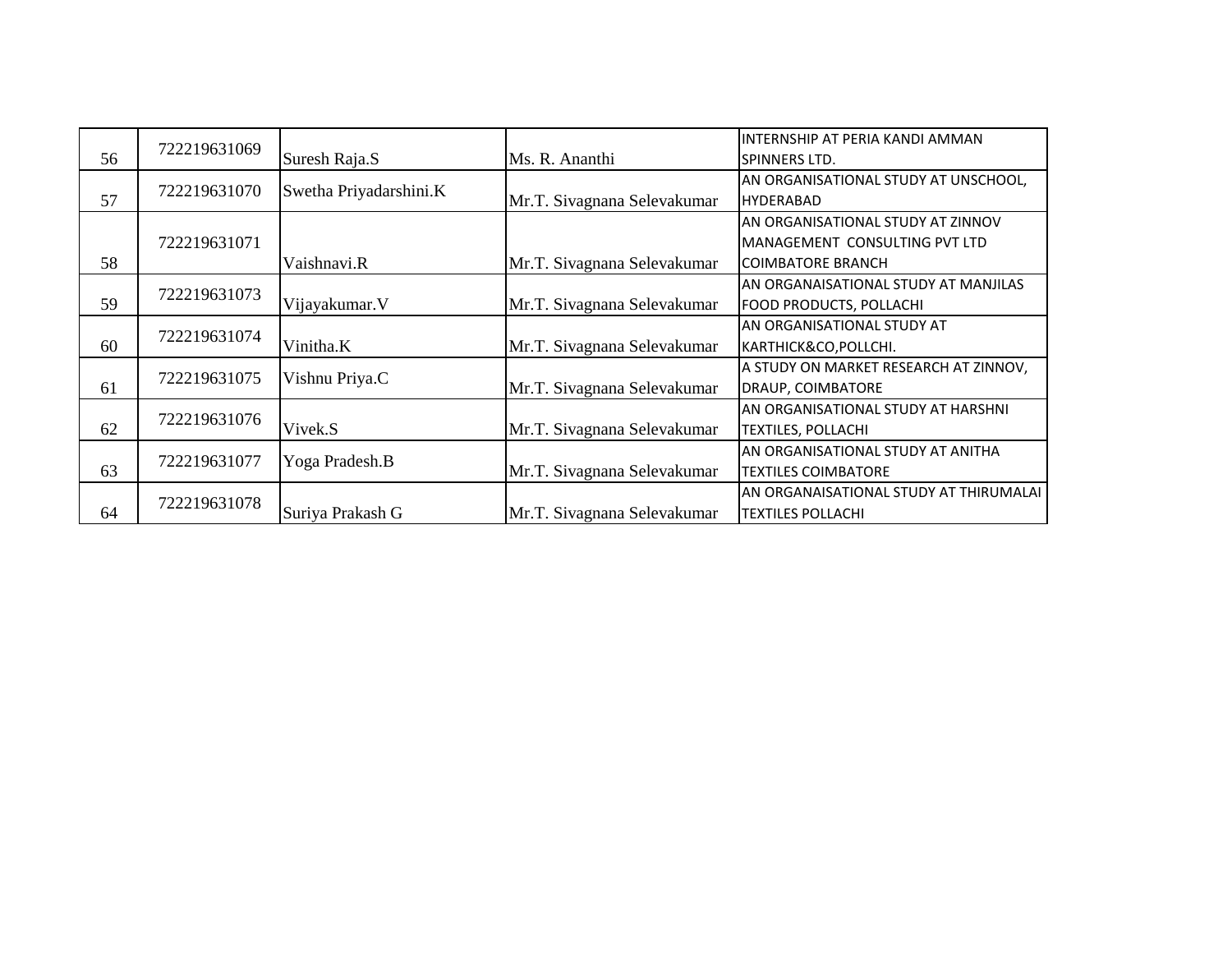| | | | | |
|---|---|---|---|---|
| 56 | 722219631069 | Suresh Raja.S | Ms. R. Ananthi | INTERNSHIP AT PERIA KANDI AMMAN SPINNERS LTD. |
| 57 | 722219631070 | Swetha Priyadarshini.K | Mr.T. Sivagnana Selevakumar | AN ORGANISATIONAL STUDY AT UNSCHOOL, HYDERABAD |
| 58 | 722219631071 | Vaishnavi.R | Mr.T. Sivagnana Selevakumar | AN ORGANISATIONAL STUDY AT ZINNOV MANAGEMENT CONSULTING PVT LTD COIMBATORE BRANCH |
| 59 | 722219631073 | Vijayakumar.V | Mr.T. Sivagnana Selevakumar | AN ORGANAISATIONAL STUDY AT MANJILAS FOOD PRODUCTS, POLLACHI |
| 60 | 722219631074 | Vinitha.K | Mr.T. Sivagnana Selevakumar | AN ORGANISATIONAL STUDY AT KARTHICK&CO,POLLCHI. |
| 61 | 722219631075 | Vishnu Priya.C | Mr.T. Sivagnana Selevakumar | A STUDY ON MARKET RESEARCH AT ZINNOV, DRAUP, COIMBATORE |
| 62 | 722219631076 | Vivek.S | Mr.T. Sivagnana Selevakumar | AN ORGANISATIONAL STUDY AT HARSHNI TEXTILES, POLLACHI |
| 63 | 722219631077 | Yoga Pradesh.B | Mr.T. Sivagnana Selevakumar | AN ORGANISATIONAL STUDY AT ANITHA TEXTILES COIMBATORE |
| 64 | 722219631078 | Suriya Prakash G | Mr.T. Sivagnana Selevakumar | AN ORGANAISATIONAL STUDY AT THIRUMALAI TEXTILES POLLACHI |